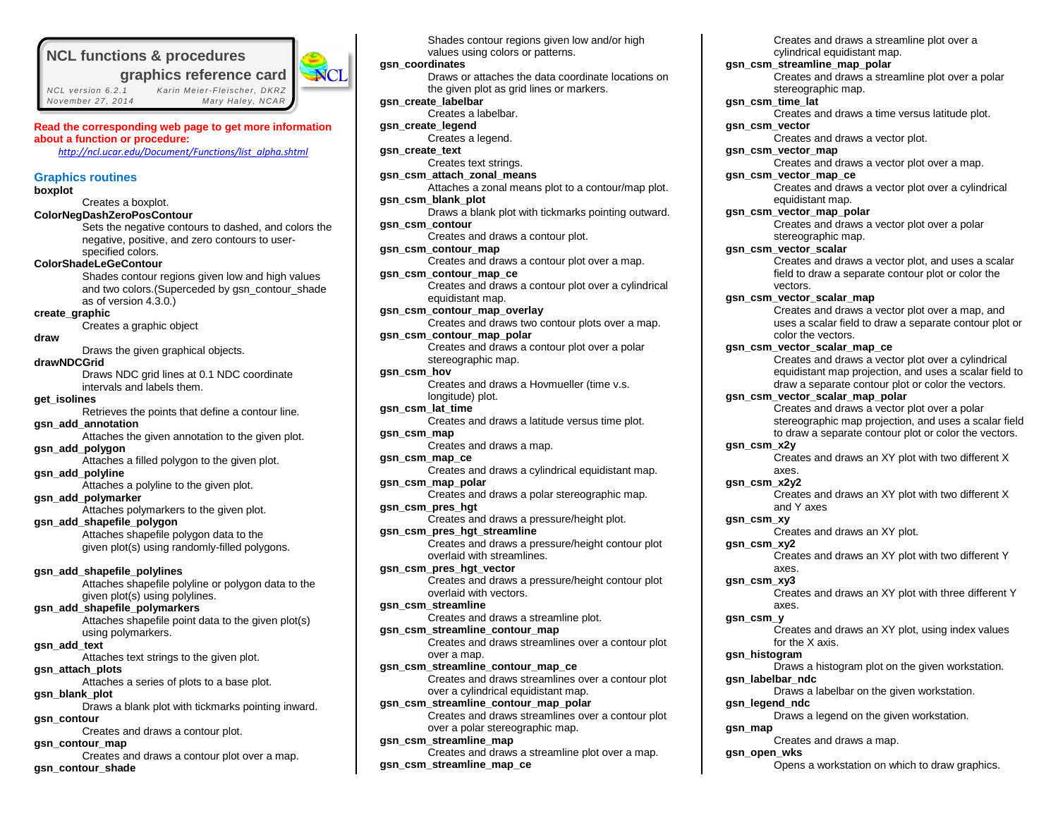# NCL functions & procedures graphics reference card

NCL version 6.2.1 — Karin Meier-Fleischer, DKRZ

November 27, 2014 — Mary Haley, NCAR

**Read the corresponding web page to get more information about a function or procedure:**

http://ncl.ucar.edu/Document/Functions/list_alpha.shtml

## Graphics routines

**boxplot**
Creates a boxplot.

**ColorNegDashZeroPosContour**
Sets the negative contours to dashed, and colors the negative, positive, and zero contours to user-specified colors.

**ColorShadeLeGeContour**
Shades contour regions given low and high values and two colors.(Superceded by gsn_contour_shade as of version 4.3.0.)

**create_graphic**
Creates a graphic object

**draw**
Draws the given graphical objects.

**drawNDCGrid**
Draws NDC grid lines at 0.1 NDC coordinate intervals and labels them.

**get_isolines**
Retrieves the points that define a contour line.

**gsn_add_annotation**
Attaches the given annotation to the given plot.

**gsn_add_polygon**
Attaches a filled polygon to the given plot.

**gsn_add_polyline**
Attaches a polyline to the given plot.

**gsn_add_polymarker**
Attaches polymarkers to the given plot.

**gsn_add_shapefile_polygon**
Attaches shapefile polygon data to the given plot(s) using randomly-filled polygons.

**gsn_add_shapefile_polylines**
Attaches shapefile polyline or polygon data to the given plot(s) using polylines.

**gsn_add_shapefile_polymarkers**
Attaches shapefile point data to the given plot(s) using polymarkers.

**gsn_add_text**
Attaches text strings to the given plot.

**gsn_attach_plots**
Attaches a series of plots to a base plot.

**gsn_blank_plot**
Draws a blank plot with tickmarks pointing inward.

**gsn_contour**
Creates and draws a contour plot.

**gsn_contour_map**
Creates and draws a contour plot over a map.

**gsn_contour_shade**
Shades contour regions given low and/or high values using colors or patterns.

**gsn_coordinates**
Draws or attaches the data coordinate locations on the given plot as grid lines or markers.

**gsn_create_labelbar**
Creates a labelbar.

**gsn_create_legend**
Creates a legend.

**gsn_create_text**
Creates text strings.

**gsn_csm_attach_zonal_means**
Attaches a zonal means plot to a contour/map plot.

**gsn_csm_blank_plot**
Draws a blank plot with tickmarks pointing outward.

**gsn_csm_contour**
Creates and draws a contour plot.

**gsn_csm_contour_map**
Creates and draws a contour plot over a map.

**gsn_csm_contour_map_ce**
Creates and draws a contour plot over a cylindrical equidistant map.

**gsn_csm_contour_map_overlay**
Creates and draws two contour plots over a map.

**gsn_csm_contour_map_polar**
Creates and draws a contour plot over a polar stereographic map.

**gsn_csm_hov**
Creates and draws a Hovmueller (time v.s. longitude) plot.

**gsn_csm_lat_time**
Creates and draws a latitude versus time plot.

**gsn_csm_map**
Creates and draws a map.

**gsn_csm_map_ce**
Creates and draws a cylindrical equidistant map.

**gsn_csm_map_polar**
Creates and draws a polar stereographic map.

**gsn_csm_pres_hgt**
Creates and draws a pressure/height plot.

**gsn_csm_pres_hgt_streamline**
Creates and draws a pressure/height contour plot overlaid with streamlines.

**gsn_csm_pres_hgt_vector**
Creates and draws a pressure/height contour plot overlaid with vectors.

**gsn_csm_streamline**
Creates and draws a streamline plot.

**gsn_csm_streamline_contour_map**
Creates and draws streamlines over a contour plot over a map.

**gsn_csm_streamline_contour_map_ce**
Creates and draws streamlines over a contour plot over a cylindrical equidistant map.

**gsn_csm_streamline_contour_map_polar**
Creates and draws streamlines over a contour plot over a polar stereographic map.

**gsn_csm_streamline_map**
Creates and draws a streamline plot over a map.

**gsn_csm_streamline_map_ce**
Creates and draws a streamline plot over a cylindrical equidistant map.

**gsn_csm_streamline_map_polar**
Creates and draws a streamline plot over a polar stereographic map.

**gsn_csm_time_lat**
Creates and draws a time versus latitude plot.

**gsn_csm_vector**
Creates and draws a vector plot.

**gsn_csm_vector_map**
Creates and draws a vector plot over a map.

**gsn_csm_vector_map_ce**
Creates and draws a vector plot over a cylindrical equidistant map.

**gsn_csm_vector_map_polar**
Creates and draws a vector plot over a polar stereographic map.

**gsn_csm_vector_scalar**
Creates and draws a vector plot, and uses a scalar field to draw a separate contour plot or color the vectors.

**gsn_csm_vector_scalar_map**
Creates and draws a vector plot over a map, and uses a scalar field to draw a separate contour plot or color the vectors.

**gsn_csm_vector_scalar_map_ce**
Creates and draws a vector plot over a cylindrical equidistant map projection, and uses a scalar field to draw a separate contour plot or color the vectors.

**gsn_csm_vector_scalar_map_polar**
Creates and draws a vector plot over a polar stereographic map projection, and uses a scalar field to draw a separate contour plot or color the vectors.

**gsn_csm_x2y**
Creates and draws an XY plot with two different X axes.

**gsn_csm_x2y2**
Creates and draws an XY plot with two different X and Y axes

**gsn_csm_xy**
Creates and draws an XY plot.

**gsn_csm_xy2**
Creates and draws an XY plot with two different Y axes.

**gsn_csm_xy3**
Creates and draws an XY plot with three different Y axes.

**gsn_csm_y**
Creates and draws an XY plot, using index values for the X axis.

**gsn_histogram**
Draws a histogram plot on the given workstation.

**gsn_labelbar_ndc**
Draws a labelbar on the given workstation.

**gsn_legend_ndc**
Draws a legend on the given workstation.

**gsn_map**
Creates and draws a map.

**gsn_open_wks**
Opens a workstation on which to draw graphics.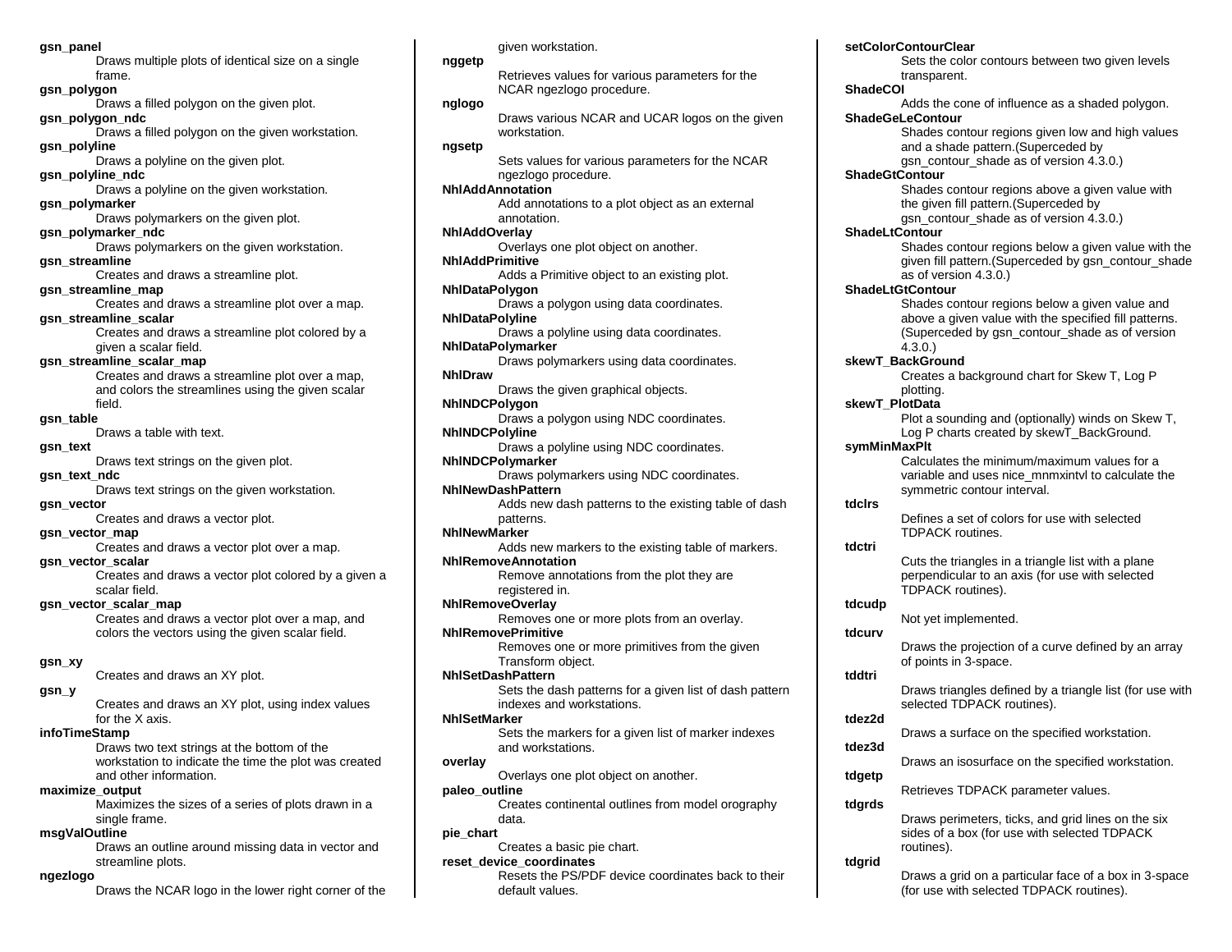**gsn_panel**
Draws multiple plots of identical size on a single frame.

**gsn_polygon**
Draws a filled polygon on the given plot.

**gsn_polygon_ndc**
Draws a filled polygon on the given workstation.

**gsn_polyline**
Draws a polyline on the given plot.

**gsn_polyline_ndc**
Draws a polyline on the given workstation.

**gsn_polymarker**
Draws polymarkers on the given plot.

**gsn_polymarker_ndc**
Draws polymarkers on the given workstation.

**gsn_streamline**
Creates and draws a streamline plot.

**gsn_streamline_map**
Creates and draws a streamline plot over a map.

**gsn_streamline_scalar**
Creates and draws a streamline plot colored by a given a scalar field.

**gsn_streamline_scalar_map**
Creates and draws a streamline plot over a map, and colors the streamlines using the given scalar field.

**gsn_table**
Draws a table with text.

**gsn_text**
Draws text strings on the given plot.

**gsn_text_ndc**
Draws text strings on the given workstation.

**gsn_vector**
Creates and draws a vector plot.

**gsn_vector_map**
Creates and draws a vector plot over a map.

**gsn_vector_scalar**
Creates and draws a vector plot colored by a given a scalar field.

**gsn_vector_scalar_map**
Creates and draws a vector plot over a map, and colors the vectors using the given scalar field.

**gsn_xy**
Creates and draws an XY plot.

**gsn_y**
Creates and draws an XY plot, using index values for the X axis.

**infoTimeStamp**
Draws two text strings at the bottom of the workstation to indicate the time the plot was created and other information.

**maximize_output**
Maximizes the sizes of a series of plots drawn in a single frame.

**msgValOutline**
Draws an outline around missing data in vector and streamline plots.

**ngezlogo**
Draws the NCAR logo in the lower right corner of the given workstation.

**nggetp**
Retrieves values for various parameters for the NCAR ngezlogo procedure.

**nglogo**
Draws various NCAR and UCAR logos on the given workstation.

**ngsetp**
Sets values for various parameters for the NCAR ngezlogo procedure.

**NhlAddAnnotation**
Add annotations to a plot object as an external annotation.

**NhlAddOverlay**
Overlays one plot object on another.

**NhlAddPrimitive**
Adds a Primitive object to an existing plot.

**NhlDataPolygon**
Draws a polygon using data coordinates.

**NhlDataPolyline**
Draws a polyline using data coordinates.

**NhlDataPolymarker**
Draws polymarkers using data coordinates.

**NhlDraw**
Draws the given graphical objects.

**NhlNDCPolygon**
Draws a polygon using NDC coordinates.

**NhlNDCPolyline**
Draws a polyline using NDC coordinates.

**NhlNDCPolymarker**
Draws polymarkers using NDC coordinates.

**NhlNewDashPattern**
Adds new dash patterns to the existing table of dash patterns.

**NhlNewMarker**
Adds new markers to the existing table of markers.

**NhlRemoveAnnotation**
Remove annotations from the plot they are registered in.

**NhlRemoveOverlay**
Removes one or more plots from an overlay.

**NhlRemovePrimitive**
Removes one or more primitives from the given Transform object.

**NhlSetDashPattern**
Sets the dash patterns for a given list of dash pattern indexes and workstations.

**NhlSetMarker**
Sets the markers for a given list of marker indexes and workstations.

**overlay**
Overlays one plot object on another.

**paleo_outline**
Creates continental outlines from model orography data.

**pie_chart**
Creates a basic pie chart.

**reset_device_coordinates**
Resets the PS/PDF device coordinates back to their default values.

**setColorContourClear**
Sets the color contours between two given levels transparent.

**ShadeCOI**
Adds the cone of influence as a shaded polygon.

**ShadeGeLeContour**
Shades contour regions given low and high values and a shade pattern.(Superceded by gsn_contour_shade as of version 4.3.0.)

**ShadeGtContour**
Shades contour regions above a given value with the given fill pattern.(Superceded by gsn_contour_shade as of version 4.3.0.)

**ShadeLtContour**
Shades contour regions below a given value with the given fill pattern.(Superceded by gsn_contour_shade as of version 4.3.0.)

**ShadeLtGtContour**
Shades contour regions below a given value and above a given value with the specified fill patterns.(Superceded by gsn_contour_shade as of version 4.3.0.)

**skewT_BackGround**
Creates a background chart for Skew T, Log P plotting.

**skewT_PlotData**
Plot a sounding and (optionally) winds on Skew T, Log P charts created by skewT_BackGround.

**symMinMaxPlt**
Calculates the minimum/maximum values for a variable and uses nice_mnmxintvl to calculate the symmetric contour interval.

**tdclrs**
Defines a set of colors for use with selected TDPACK routines.

**tdctri**
Cuts the triangles in a triangle list with a plane perpendicular to an axis (for use with selected TDPACK routines).

**tdcudp**
Not yet implemented.

**tdcurv**
Draws the projection of a curve defined by an array of points in 3-space.

**tddtri**
Draws triangles defined by a triangle list (for use with selected TDPACK routines).

**tdez2d**
Draws a surface on the specified workstation.

**tdez3d**
Draws an isosurface on the specified workstation.

**tdgetp**
Retrieves TDPACK parameter values.

**tdgrds**
Draws perimeters, ticks, and grid lines on the six sides of a box (for use with selected TDPACK routines).

**tdgrid**
Draws a grid on a particular face of a box in 3-space (for use with selected TDPACK routines).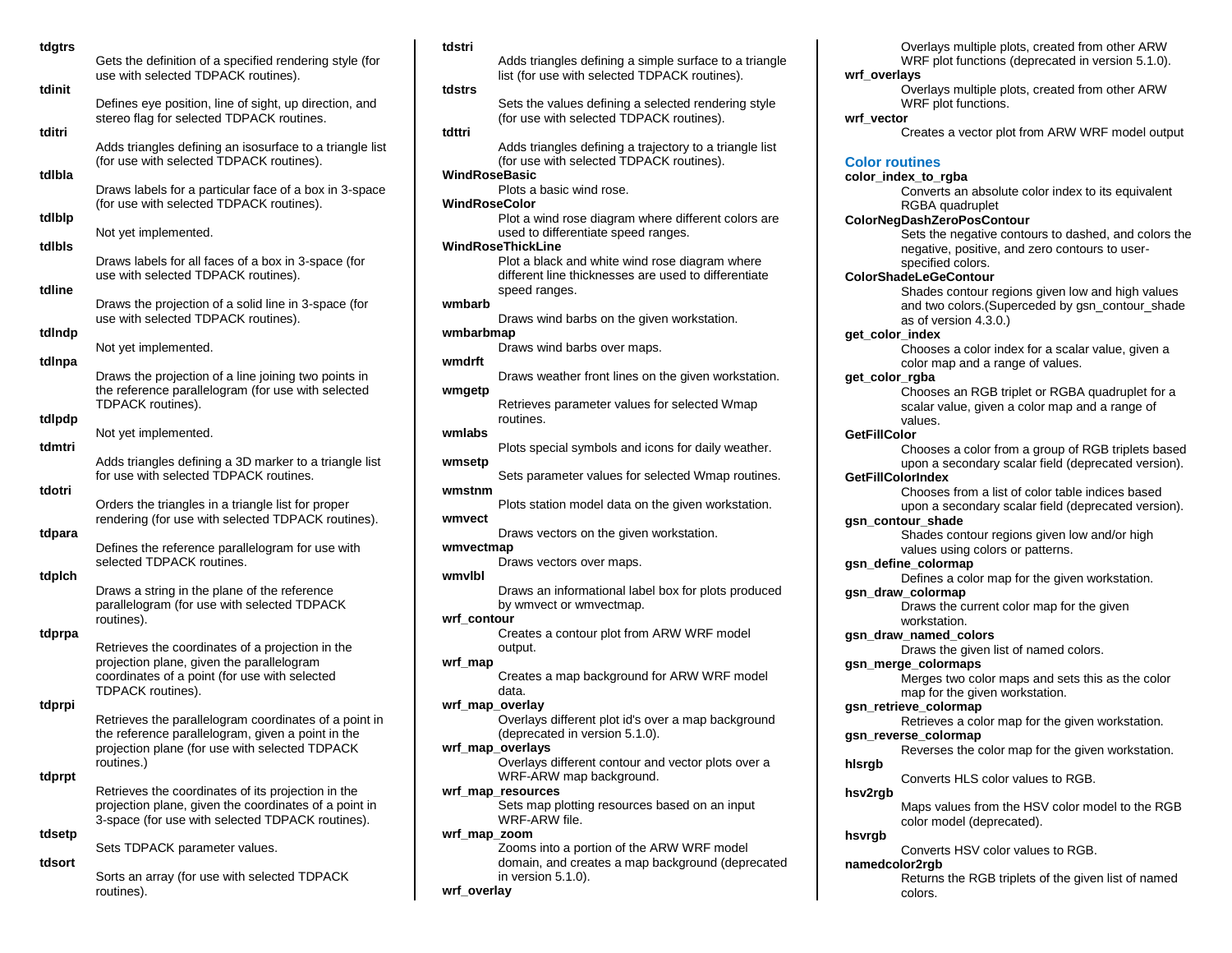**tdgtrs**
Gets the definition of a specified rendering style (for use with selected TDPACK routines).

**tdinit**
Defines eye position, line of sight, up direction, and stereo flag for selected TDPACK routines.

**tditri**
Adds triangles defining an isosurface to a triangle list (for use with selected TDPACK routines).

**tdlbla**
Draws labels for a particular face of a box in 3-space (for use with selected TDPACK routines).

**tdlblp**
Not yet implemented.

**tdlbls**
Draws labels for all faces of a box in 3-space (for use with selected TDPACK routines).

**tdline**
Draws the projection of a solid line in 3-space (for use with selected TDPACK routines).

**tdlndp**
Not yet implemented.

**tdlnpa**
Draws the projection of a line joining two points in the reference parallelogram (for use with selected TDPACK routines).

**tdlpdp**
Not yet implemented.

**tdmtri**
Adds triangles defining a 3D marker to a triangle list for use with selected TDPACK routines.

**tdotri**
Orders the triangles in a triangle list for proper rendering (for use with selected TDPACK routines).

**tdpara**
Defines the reference parallelogram for use with selected TDPACK routines.

**tdplch**
Draws a string in the plane of the reference parallelogram (for use with selected TDPACK routines).

**tdprpa**
Retrieves the coordinates of a projection in the projection plane, given the parallelogram coordinates of a point (for use with selected TDPACK routines).

**tdprpi**
Retrieves the parallelogram coordinates of a point in the reference parallelogram, given a point in the projection plane (for use with selected TDPACK routines.)

**tdprpt**
Retrieves the coordinates of its projection in the projection plane, given the coordinates of a point in 3-space (for use with selected TDPACK routines).

**tdsetp**
Sets TDPACK parameter values.

**tdsort**
Sorts an array (for use with selected TDPACK routines).

**tdstri**
Adds triangles defining a simple surface to a triangle list (for use with selected TDPACK routines).

**tdstrs**
Sets the values defining a selected rendering style (for use with selected TDPACK routines).

**tdttri**
Adds triangles defining a trajectory to a triangle list (for use with selected TDPACK routines).

**WindRoseBasic**
Plots a basic wind rose.

**WindRoseColor**
Plot a wind rose diagram where different colors are used to differentiate speed ranges.

**WindRoseThickLine**
Plot a black and white wind rose diagram where different line thicknesses are used to differentiate speed ranges.

**wmbarb**
Draws wind barbs on the given workstation.

**wmbarbmap**
Draws wind barbs over maps.

**wmdrft**
Draws weather front lines on the given workstation.

**wmgetp**
Retrieves parameter values for selected Wmap routines.

**wmlabs**
Plots special symbols and icons for daily weather.

**wmsetp**
Sets parameter values for selected Wmap routines.

**wmstnm**
Plots station model data on the given workstation.

**wmvect**
Draws vectors on the given workstation.

**wmvectmap**
Draws vectors over maps.

**wmvlbl**
Draws an informational label box for plots produced by wmvect or wmvectmap.

**wrf_contour**
Creates a contour plot from ARW WRF model output.

**wrf_map**
Creates a map background for ARW WRF model data.

**wrf_map_overlay**
Overlays different plot id's over a map background (deprecated in version 5.1.0).

**wrf_map_overlays**
Overlays different contour and vector plots over a WRF-ARW map background.

**wrf_map_resources**
Sets map plotting resources based on an input WRF-ARW file.

**wrf_map_zoom**
Zooms into a portion of the ARW WRF model domain, and creates a map background (deprecated in version 5.1.0).

**wrf_overlay**
Overlays multiple plots, created from other ARW WRF plot functions (deprecated in version 5.1.0).

**wrf_overlays**
Overlays multiple plots, created from other ARW WRF plot functions.

**wrf_vector**
Creates a vector plot from ARW WRF model output

## Color routines

**color_index_to_rgba**
Converts an absolute color index to its equivalent RGBA quadruplet

**ColorNegDashZeroPosContour**
Sets the negative contours to dashed, and colors the negative, positive, and zero contours to user-specified colors.

**ColorShadeLeGeContour**
Shades contour regions given low and high values and two colors.(Superceded by gsn_contour_shade as of version 4.3.0.)

**get_color_index**
Chooses a color index for a scalar value, given a color map and a range of values.

**get_color_rgba**
Chooses an RGB triplet or RGBA quadruplet for a scalar value, given a color map and a range of values.

**GetFillColor**
Chooses a color from a group of RGB triplets based upon a secondary scalar field (deprecated version).

**GetFillColorIndex**
Chooses from a list of color table indices based upon a secondary scalar field (deprecated version).

**gsn_contour_shade**
Shades contour regions given low and/or high values using colors or patterns.

**gsn_define_colormap**
Defines a color map for the given workstation.

**gsn_draw_colormap**
Draws the current color map for the given workstation.

**gsn_draw_named_colors**
Draws the given list of named colors.

**gsn_merge_colormaps**
Merges two color maps and sets this as the color map for the given workstation.

**gsn_retrieve_colormap**
Retrieves a color map for the given workstation.

**gsn_reverse_colormap**
Reverses the color map for the given workstation.

**hlsrgb**
Converts HLS color values to RGB.

**hsv2rgb**
Maps values from the HSV color model to the RGB color model (deprecated).

**hsvrgb**
Converts HSV color values to RGB.

**namedcolor2rgb**
Returns the RGB triplets of the given list of named colors.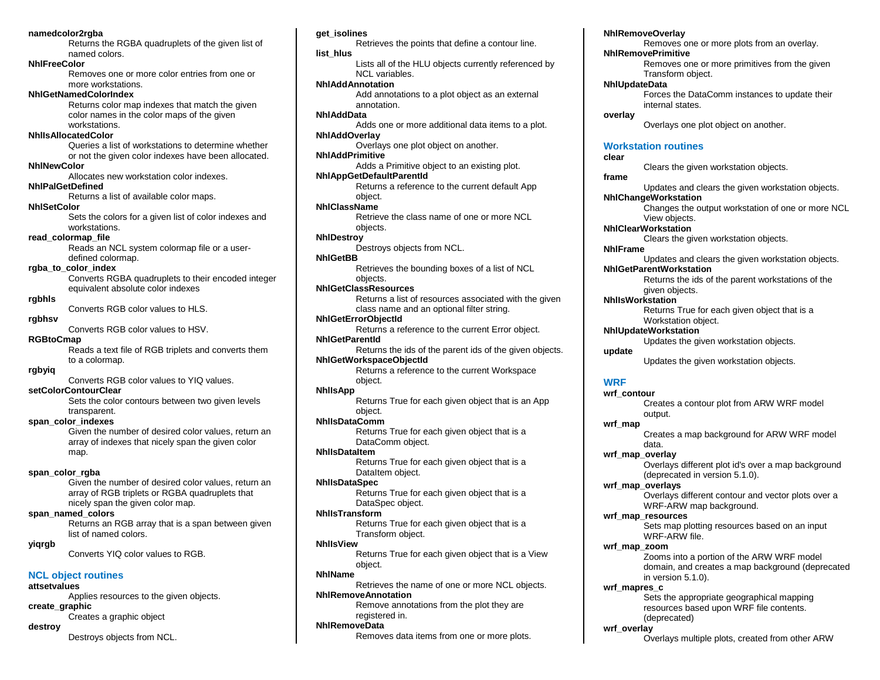**namedcolor2rgba**
Returns the RGBA quadruplets of the given list of named colors.

**NhlFreeColor**
Removes one or more color entries from one or more workstations.

**NhlGetNamedColorIndex**
Returns color map indexes that match the given color names in the color maps of the given workstations.

**NhlIsAllocatedColor**
Queries a list of workstations to determine whether or not the given color indexes have been allocated.

**NhlNewColor**
Allocates new workstation color indexes.

**NhlPalGetDefined**
Returns a list of available color maps.

**NhlSetColor**
Sets the colors for a given list of color indexes and workstations.

**read_colormap_file**
Reads an NCL system colormap file or a user-defined colormap.

**rgba_to_color_index**
Converts RGBA quadruplets to their encoded integer equivalent absolute color indexes

**rgbhls**
Converts RGB color values to HLS.

**rgbhsv**
Converts RGB color values to HSV.

**RGBtoCmap**
Reads a text file of RGB triplets and converts them to a colormap.

**rgbyiq**
Converts RGB color values to YIQ values.

**setColorContourClear**
Sets the color contours between two given levels transparent.

**span_color_indexes**
Given the number of desired color values, return an array of indexes that nicely span the given color map.

**span_color_rgba**
Given the number of desired color values, return an array of RGB triplets or RGBA quadruplets that nicely span the given color map.

**span_named_colors**
Returns an RGB array that is a span between given list of named colors.

**yiqrgb**
Converts YIQ color values to RGB.

## NCL object routines

**attsetvalues**
Applies resources to the given objects.

**create_graphic**
Creates a graphic object

**destroy**
Destroys objects from NCL.

**get_isolines**
Retrieves the points that define a contour line.

**list_hlus**
Lists all of the HLU objects currently referenced by NCL variables.

**NhlAddAnnotation**
Add annotations to a plot object as an external annotation.

**NhlAddData**
Adds one or more additional data items to a plot.

**NhlAddOverlay**
Overlays one plot object on another.

**NhlAddPrimitive**
Adds a Primitive object to an existing plot.

**NhlAppGetDefaultParentId**
Returns a reference to the current default App object.

**NhlClassName**
Retrieve the class name of one or more NCL objects.

**NhlDestroy**
Destroys objects from NCL.

**NhlGetBB**
Retrieves the bounding boxes of a list of NCL objects.

**NhlGetClassResources**
Returns a list of resources associated with the given class name and an optional filter string.

**NhlGetErrorObjectId**
Returns a reference to the current Error object.

**NhlGetParentId**
Returns the ids of the parent ids of the given objects.

**NhlGetWorkspaceObjectId**
Returns a reference to the current Workspace object.

**NhlIsApp**
Returns True for each given object that is an App object.

**NhlIsDataComm**
Returns True for each given object that is a DataComm object.

**NhlIsDataItem**
Returns True for each given object that is a DataItem object.

**NhlIsDataSpec**
Returns True for each given object that is a DataSpec object.

**NhlIsTransform**
Returns True for each given object that is a Transform object.

**NhlIsView**
Returns True for each given object that is a View object.

**NhlName**
Retrieves the name of one or more NCL objects.

**NhlRemoveAnnotation**
Remove annotations from the plot they are registered in.

**NhlRemoveData**
Removes data items from one or more plots.

**NhlRemoveOverlay**
Removes one or more plots from an overlay.

**NhlRemovePrimitive**
Removes one or more primitives from the given Transform object.

**NhlUpdateData**
Forces the DataComm instances to update their internal states.

**overlay**
Overlays one plot object on another.

## Workstation routines

**clear**
Clears the given workstation objects.

**frame**
Updates and clears the given workstation objects.

**NhlChangeWorkstation**
Changes the output workstation of one or more NCL View objects.

**NhlClearWorkstation**
Clears the given workstation objects.

**NhlFrame**
Updates and clears the given workstation objects.

**NhlGetParentWorkstation**
Returns the ids of the parent workstations of the given objects.

**NhlIsWorkstation**
Returns True for each given object that is a Workstation object.

**NhlUpdateWorkstation**
Updates the given workstation objects.

**update**
Updates the given workstation objects.

## WRF

**wrf_contour**
Creates a contour plot from ARW WRF model output.

**wrf_map**
Creates a map background for ARW WRF model data.

**wrf_map_overlay**
Overlays different plot id's over a map background (deprecated in version 5.1.0).

**wrf_map_overlays**
Overlays different contour and vector plots over a WRF-ARW map background.

**wrf_map_resources**
Sets map plotting resources based on an input WRF-ARW file.

**wrf_map_zoom**
Zooms into a portion of the ARW WRF model domain, and creates a map background (deprecated in version 5.1.0).

**wrf_mapres_c**
Sets the appropriate geographical mapping resources based upon WRF file contents. (deprecated)

**wrf_overlay**
Overlays multiple plots, created from other ARW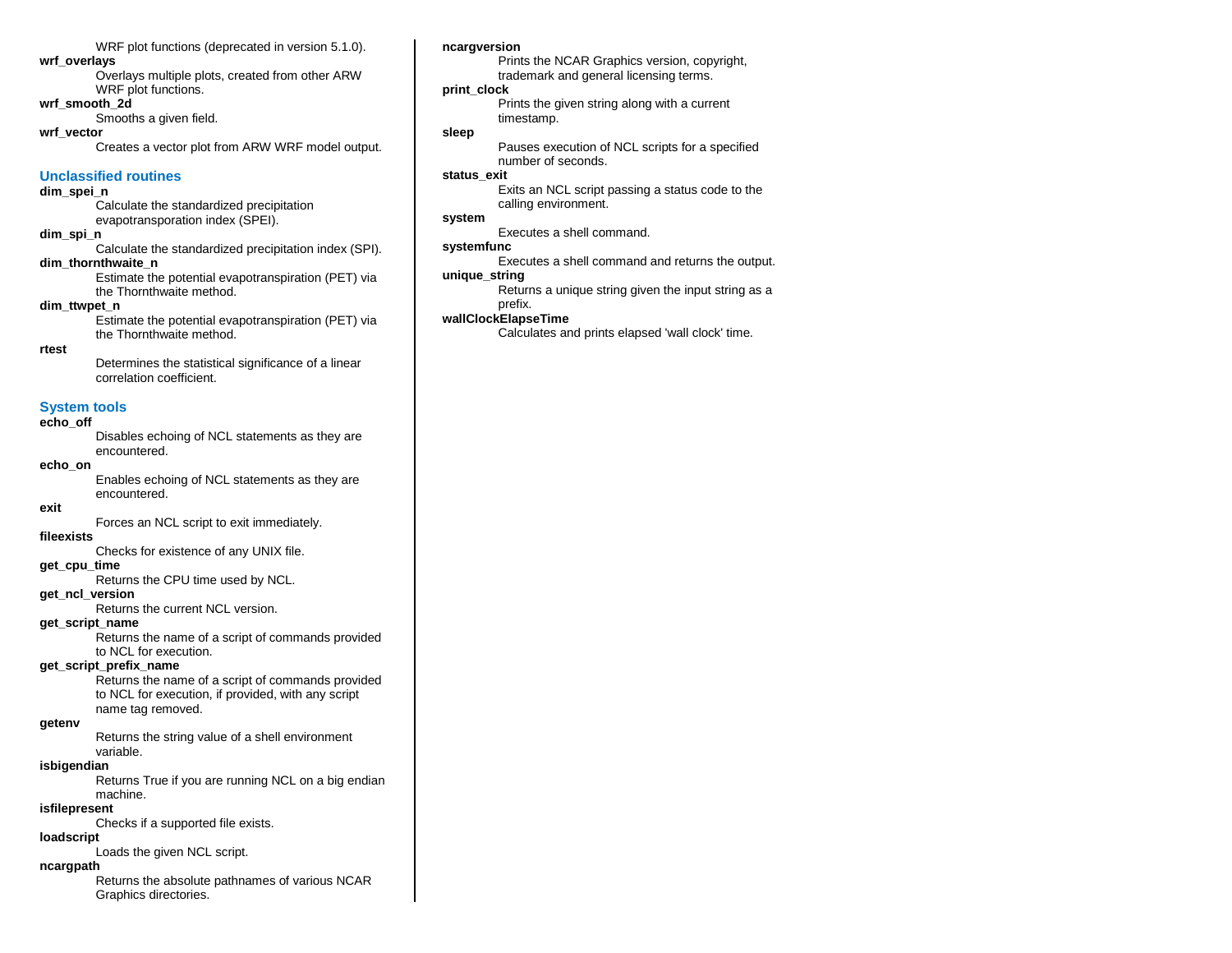WRF plot functions (deprecated in version 5.1.0).

**wrf_overlays**
Overlays multiple plots, created from other ARW WRF plot functions.

**wrf_smooth_2d**
Smooths a given field.

**wrf_vector**
Creates a vector plot from ARW WRF model output.

## Unclassified routines

**dim_spei_n**
Calculate the standardized precipitation evapotransporation index (SPEI).

**dim_spi_n**
Calculate the standardized precipitation index (SPI).

**dim_thornthwaite_n**
Estimate the potential evapotranspiration (PET) via the Thornthwaite method.

**dim_ttwpet_n**
Estimate the potential evapotranspiration (PET) via the Thornthwaite method.

**rtest**
Determines the statistical significance of a linear correlation coefficient.

## System tools

**echo_off**
Disables echoing of NCL statements as they are encountered.

**echo_on**
Enables echoing of NCL statements as they are encountered.

**exit**
Forces an NCL script to exit immediately.

**fileexists**
Checks for existence of any UNIX file.

**get_cpu_time**
Returns the CPU time used by NCL.

**get_ncl_version**
Returns the current NCL version.

**get_script_name**
Returns the name of a script of commands provided to NCL for execution.

**get_script_prefix_name**
Returns the name of a script of commands provided to NCL for execution, if provided, with any script name tag removed.

**getenv**
Returns the string value of a shell environment variable.

**isbigendian**
Returns True if you are running NCL on a big endian machine.

**isfilepresent**
Checks if a supported file exists.

**loadscript**
Loads the given NCL script.

**ncargpath**
Returns the absolute pathnames of various NCAR Graphics directories.

**ncargversion**
Prints the NCAR Graphics version, copyright, trademark and general licensing terms.

**print_clock**
Prints the given string along with a current timestamp.

**sleep**
Pauses execution of NCL scripts for a specified number of seconds.

**status_exit**
Exits an NCL script passing a status code to the calling environment.

**system**
Executes a shell command.

**systemfunc**
Executes a shell command and returns the output.

**unique_string**
Returns a unique string given the input string as a prefix.

**wallClockElapseTime**
Calculates and prints elapsed 'wall clock' time.